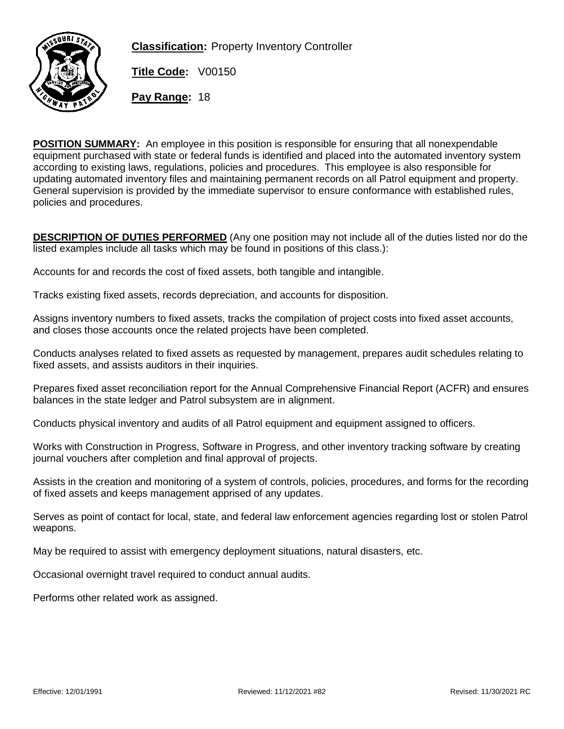**Classification:** Property Inventory Controller

**Title Code:** V00150

**Pay Range:** 18

**POSITION SUMMARY:** An employee in this position is responsible for ensuring that all nonexpendable equipment purchased with state or federal funds is identified and placed into the automated inventory system according to existing laws, regulations, policies and procedures. This employee is also responsible for updating automated inventory files and maintaining permanent records on all Patrol equipment and property. General supervision is provided by the immediate supervisor to ensure conformance with established rules, policies and procedures.

**DESCRIPTION OF DUTIES PERFORMED** (Any one position may not include all of the duties listed nor do the listed examples include all tasks which may be found in positions of this class.):

Accounts for and records the cost of fixed assets, both tangible and intangible.

Tracks existing fixed assets, records depreciation, and accounts for disposition.

Assigns inventory numbers to fixed assets, tracks the compilation of project costs into fixed asset accounts, and closes those accounts once the related projects have been completed.

Conducts analyses related to fixed assets as requested by management, prepares audit schedules relating to fixed assets, and assists auditors in their inquiries.

Prepares fixed asset reconciliation report for the Annual Comprehensive Financial Report (ACFR) and ensures balances in the state ledger and Patrol subsystem are in alignment.

Conducts physical inventory and audits of all Patrol equipment and equipment assigned to officers.

Works with Construction in Progress, Software in Progress, and other inventory tracking software by creating journal vouchers after completion and final approval of projects.

Assists in the creation and monitoring of a system of controls, policies, procedures, and forms for the recording of fixed assets and keeps management apprised of any updates.

Serves as point of contact for local, state, and federal law enforcement agencies regarding lost or stolen Patrol weapons.

May be required to assist with emergency deployment situations, natural disasters, etc.

Occasional overnight travel required to conduct annual audits.

Performs other related work as assigned.

Effective: 12/01/1991 Reviewed: 11/12/2021 #82 Revised: 11/30/2021 RC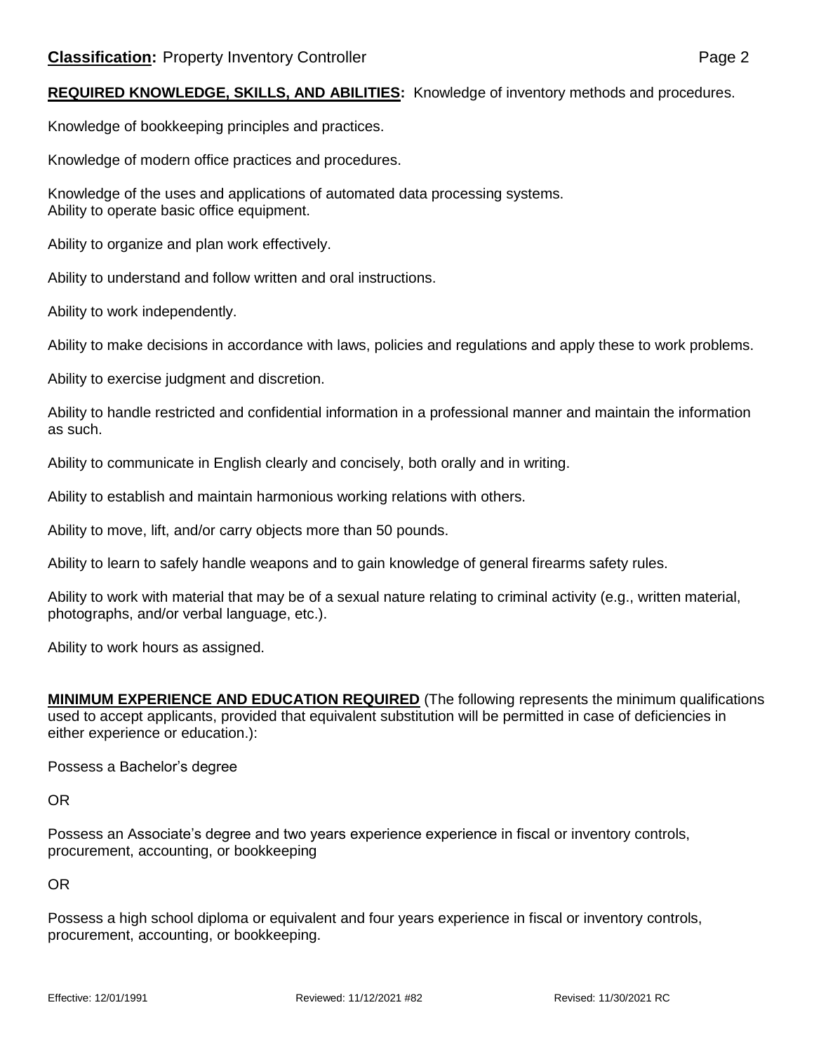**REQUIRED KNOWLEDGE, SKILLS, AND ABILITIES:** Knowledge of inventory methods and procedures.

Knowledge of bookkeeping principles and practices.

Knowledge of modern office practices and procedures.

Knowledge of the uses and applications of automated data processing systems.
Ability to operate basic office equipment.

Ability to organize and plan work effectively.

Ability to understand and follow written and oral instructions.

Ability to work independently.

Ability to make decisions in accordance with laws, policies and regulations and apply these to work problems.

Ability to exercise judgment and discretion.

Ability to handle restricted and confidential information in a professional manner and maintain the information as such.

Ability to communicate in English clearly and concisely, both orally and in writing.

Ability to establish and maintain harmonious working relations with others.

Ability to move, lift, and/or carry objects more than 50 pounds.

Ability to learn to safely handle weapons and to gain knowledge of general firearms safety rules.

Ability to work with material that may be of a sexual nature relating to criminal activity (e.g., written material, photographs, and/or verbal language, etc.).

Ability to work hours as assigned.

**MINIMUM EXPERIENCE AND EDUCATION REQUIRED** (The following represents the minimum qualifications used to accept applicants, provided that equivalent substitution will be permitted in case of deficiencies in either experience or education.):

Possess a Bachelor's degree

OR

Possess an Associate's degree and two years experience experience in fiscal or inventory controls, procurement, accounting, or bookkeeping

OR

Possess a high school diploma or equivalent and four years experience in fiscal or inventory controls, procurement, accounting, or bookkeeping.

Effective: 12/01/1991 Reviewed: 11/12/2021 #82 Revised: 11/30/2021 RC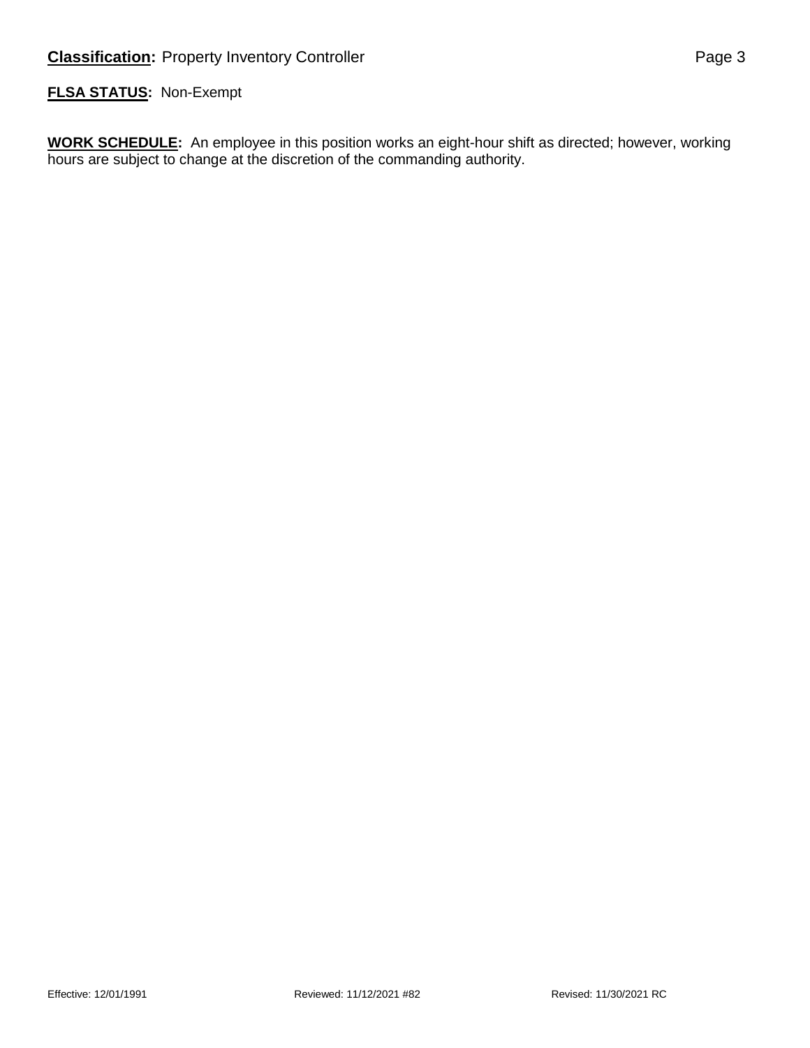**FLSA STATUS:** Non-Exempt

**WORK SCHEDULE:** An employee in this position works an eight-hour shift as directed; however, working hours are subject to change at the discretion of the commanding authority.